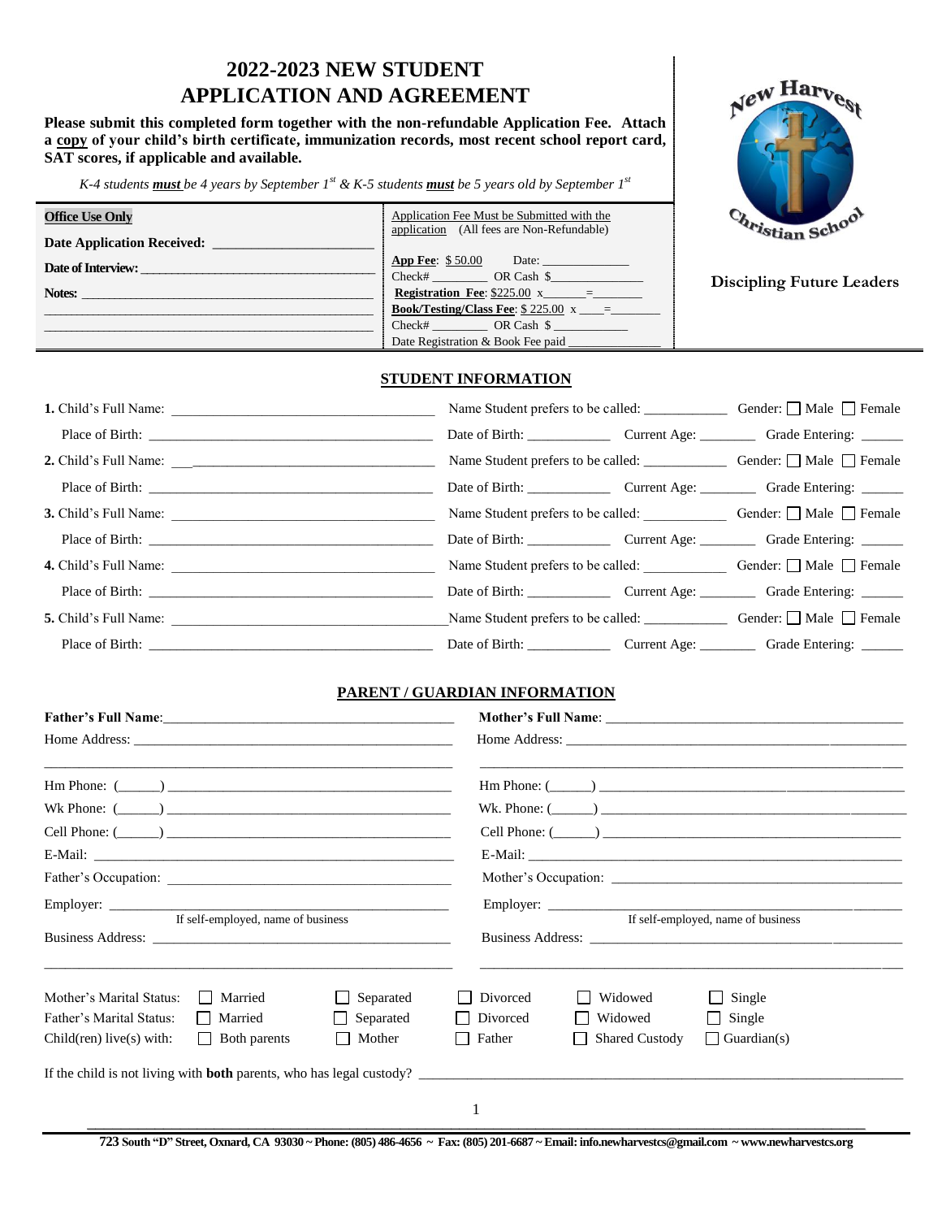# 2022-2023 NEW STUDENT APPLICATION AND AGREEMENT

**Please submit this completed form together with the non-refundable Application Fee. Attach a copy of your child's birth certificate, immunization records, most recent school report card, SAT scores, if applicable and available.**

*K-4 students **must** be 4 years by September 1st & K-5 students **must** be 5 years old by September 1st*

New Harvest Christian School

**Discipling Future Leaders**

| **Office Use Only** | Application Fee Must be Submitted with the application (All fees are Non-Refundable) |
|---|---|
| **Date Application Received:** ____________________ | **App Fee**: $ 50.00 Date: ____________ |
| **Date of Interview:** ____________________ | Check# ________ OR Cash $____________ |
| **Notes:** ____________________ | **Registration Fee**: $225.00 x______=_______ |
| ____________________ | **Book/Testing/Class Fee**: $ 225.00 x ____=_______ |
| ____________________ | Check# ________ OR Cash $ ____________ |
| | Date Registration & Book Fee paid ____________ |

## STUDENT INFORMATION

**1.** Child's Full Name: ______________________ Name Student prefers to be called: __________ Gender: ☐ Male ☐ Female

Place of Birth: ______________________ Date of Birth: __________ Current Age: ________ Grade Entering: ______

**2.** Child's Full Name: ______________________ Name Student prefers to be called: __________ Gender: ☐ Male ☐ Female

Place of Birth: ______________________ Date of Birth: __________ Current Age: ________ Grade Entering: ______

**3.** Child's Full Name: ______________________ Name Student prefers to be called: __________ Gender: ☐ Male ☐ Female

Place of Birth: ______________________ Date of Birth: __________ Current Age: ________ Grade Entering: ______

**4.** Child's Full Name: ______________________ Name Student prefers to be called: __________ Gender: ☐ Male ☐ Female

Place of Birth: ______________________ Date of Birth: __________ Current Age: ________ Grade Entering: ______

**5.** Child's Full Name: ______________________ Name Student prefers to be called: __________ Gender: ☐ Male ☐ Female

Place of Birth: ______________________ Date of Birth: __________ Current Age: ________ Grade Entering: ______

## PARENT / GUARDIAN INFORMATION

| | |
|---|---|
| **Father's Full Name**: ______________________ | **Mother's Full Name**: ______________________ |
| Home Address: ______________________ | Home Address: ______________________ |
| ______________________ | ______________________ |
| Hm Phone: (_____) ______________________ | Hm Phone: (_____) ______________________ |
| Wk Phone: (_____) ______________________ | Wk. Phone: (_____) ______________________ |
| Cell Phone: (_____) ______________________ | Cell Phone: (_____) ______________________ |
| E-Mail: ______________________ | E-Mail: ______________________ |
| Father's Occupation: ______________________ | Mother's Occupation: ______________________ |
| Employer: ______________________ (If self-employed, name of business) | Employer: ______________________ (If self-employed, name of business) |
| Business Address: ______________________ | Business Address: ______________________ |
| ______________________ | ______________________ |

Mother's Marital Status: ☐ Married ☐ Separated ☐ Divorced ☐ Widowed ☐ Single

Father's Marital Status: ☐ Married ☐ Separated ☐ Divorced ☐ Widowed ☐ Single

Child(ren) live(s) with: ☐ Both parents ☐ Mother ☐ Father ☐ Shared Custody ☐ Guardian(s)

If the child is not living with **both** parents, who has legal custody? ______________________

723 South "D" Street, Oxnard, CA 93030 ~ Phone: (805) 486-4656 ~ Fax: (805) 201-6687 ~ Email: info.newharvestcs@gmail.com ~ www.newharvestcs.org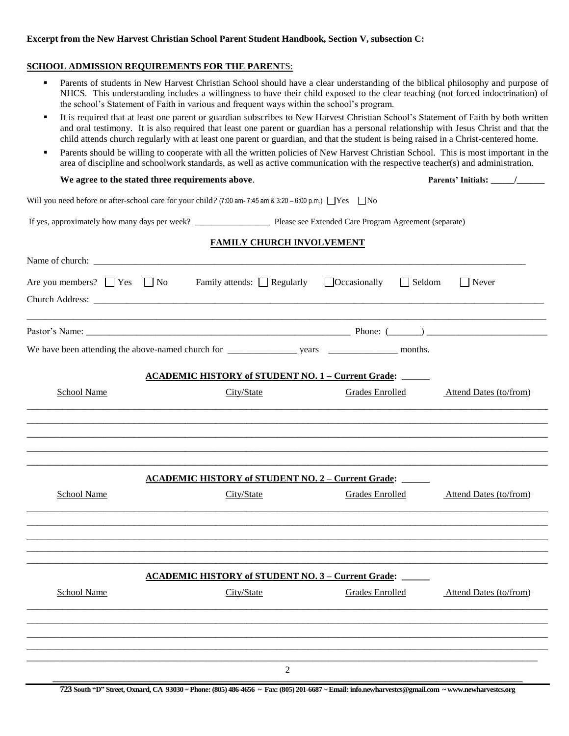**Excerpt from the New Harvest Christian School Parent Student Handbook, Section V, subsection C:**

**SCHOOL ADMISSION REQUIREMENTS FOR THE PARENTS:**

- Parents of students in New Harvest Christian School should have a clear understanding of the biblical philosophy and purpose of NHCS. This understanding includes a willingness to have their child exposed to the clear teaching (not forced indoctrination) of the school's Statement of Faith in various and frequent ways within the school's program.
- It is required that at least one parent or guardian subscribes to New Harvest Christian School's Statement of Faith by both written and oral testimony. It is also required that least one parent or guardian has a personal relationship with Jesus Christ and that the child attends church regularly with at least one parent or guardian, and that the student is being raised in a Christ-centered home.
- Parents should be willing to cooperate with all the written policies of New Harvest Christian School. This is most important in the area of discipline and schoolwork standards, as well as active communication with the respective teacher(s) and administration.

**We agree to the stated three requirements above**. **Parents' Initials: _____/______**

Will you need before or after-school care for your child? (7:00 am- 7:45 am & 3:20 – 6:00 p.m.) ☐ Yes ☐ No

If yes, approximately how many days per week? _________________ Please see Extended Care Program Agreement (separate)

## FAMILY CHURCH INVOLVEMENT

Name of church: ___________________________________________________________________________

Are you members? ☐ Yes ☐ No Family attends: ☐ Regularly ☐ Occasionally ☐ Seldom ☐ Never

Church Address: ___________________________________________________________________________

___________________________________________________________________________

Pastor's Name: ______________________________________________ Phone: (_______) ________________________

We have been attending the above-named church for _______________ years _______________ months.

## ACADEMIC HISTORY of STUDENT NO. 1 – Current Grade: ______

| School Name | City/State | Grades Enrolled | Attend Dates (to/from) |
|---|---|---|---|
| | | | |
| | | | |
| | | | |
| | | | |
| | | | |

## ACADEMIC HISTORY of STUDENT NO. 2 – Current Grade: ______

| School Name | City/State | Grades Enrolled | Attend Dates (to/from) |
|---|---|---|---|
| | | | |
| | | | |
| | | | |
| | | | |
| | | | |

## ACADEMIC HISTORY of STUDENT NO. 3 – Current Grade: ______

| School Name | City/State | Grades Enrolled | Attend Dates (to/from) |
|---|---|---|---|
| | | | |
| | | | |
| | | | |
| | | | |
| | | | |

**723 South "D" Street, Oxnard, CA 93030 ~ Phone: (805) 486-4656 ~ Fax: (805) 201-6687 ~ Email: info.newharvestcs@gmail.com ~ www.newharvestcs.org**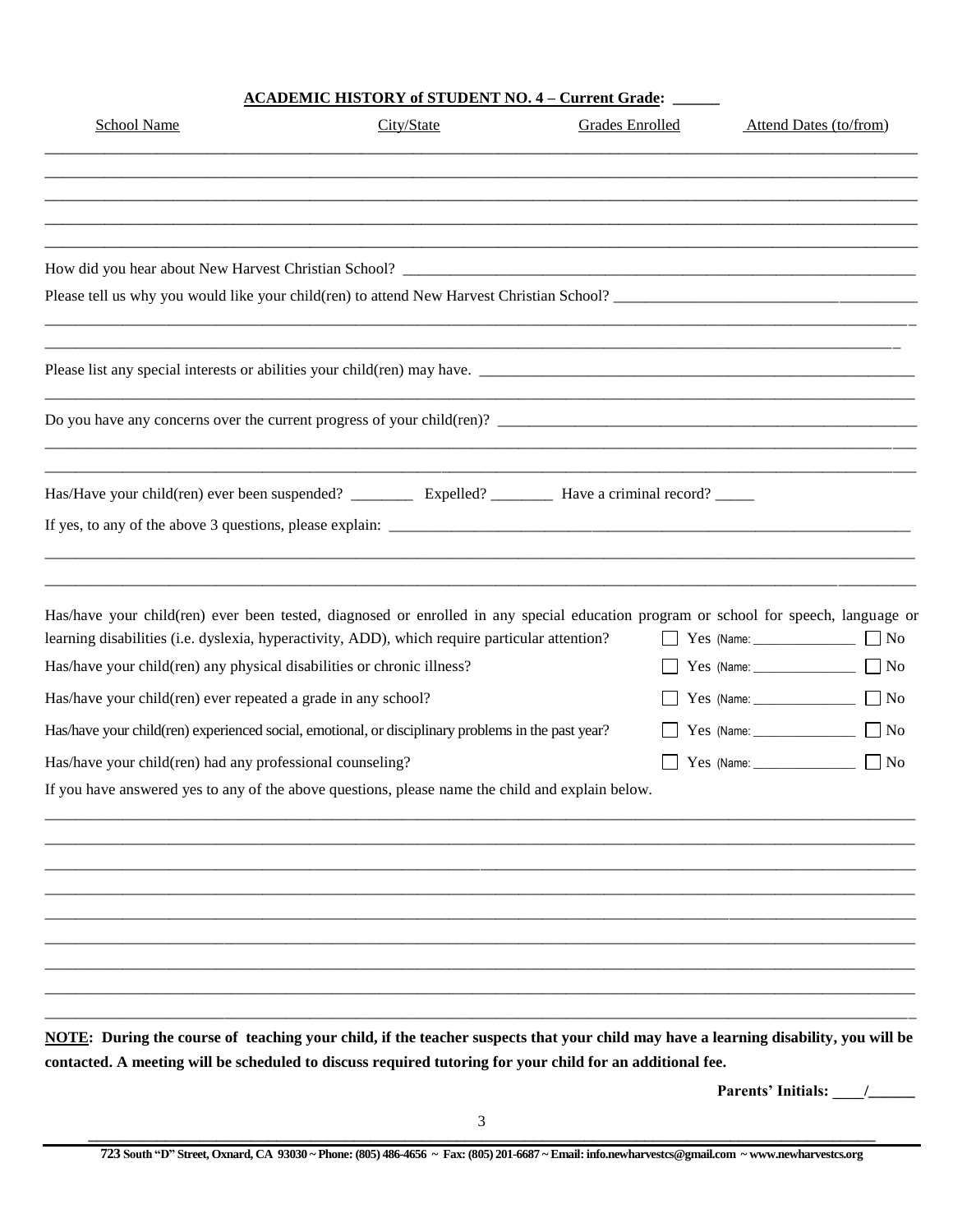**ACADEMIC HISTORY of STUDENT NO. 4 – Current Grade: ______**

| School Name | City/State | Grades Enrolled | Attend Dates (to/from) |
|---|---|---|---|
| | | | |
| | | | |
| | | | |
| | | | |
| | | | |

How did you hear about New Harvest Christian School? ___________________________________________

Please tell us why you would like your child(ren) to attend New Harvest Christian School? ___________________________________________

___________________________________________

___________________________________________

Please list any special interests or abilities your child(ren) may have. ___________________________________________

___________________________________________

Do you have any concerns over the current progress of your child(ren)? ___________________________________________

___________________________________________

___________________________________________

Has/Have your child(ren) ever been suspended? ________ Expelled? ________ Have a criminal record? _____

If yes, to any of the above 3 questions, please explain: ___________________________________________

___________________________________________

___________________________________________

Has/have your child(ren) ever been tested, diagnosed or enrolled in any special education program or school for speech, language or learning disabilities (i.e. dyslexia, hyperactivity, ADD), which require particular attention? ☐ Yes (Name: ______________ ☐ No

Has/have your child(ren) any physical disabilities or chronic illness? ☐ Yes (Name: ______________ ☐ No

Has/have your child(ren) ever repeated a grade in any school? ☐ Yes (Name: ______________ ☐ No

Has/have your child(ren) experienced social, emotional, or disciplinary problems in the past year? ☐ Yes (Name: ______________ ☐ No

Has/have your child(ren) had any professional counseling? ☐ Yes (Name: ______________ ☐ No

If you have answered yes to any of the above questions, please name the child and explain below.

___________________________________________

___________________________________________

___________________________________________

___________________________________________

___________________________________________

___________________________________________

___________________________________________

___________________________________________

___________________________________________

**NOTE: During the course of teaching your child, if the teacher suspects that your child may have a learning disability, you will be contacted. A meeting will be scheduled to discuss required tutoring for your child for an additional fee.**

**Parents' Initials: ____/______**

**723 South "D" Street, Oxnard, CA 93030 ~ Phone: (805) 486-4656 ~ Fax: (805) 201-6687 ~ Email: info.newharvestcs@gmail.com ~ www.newharvestcs.org**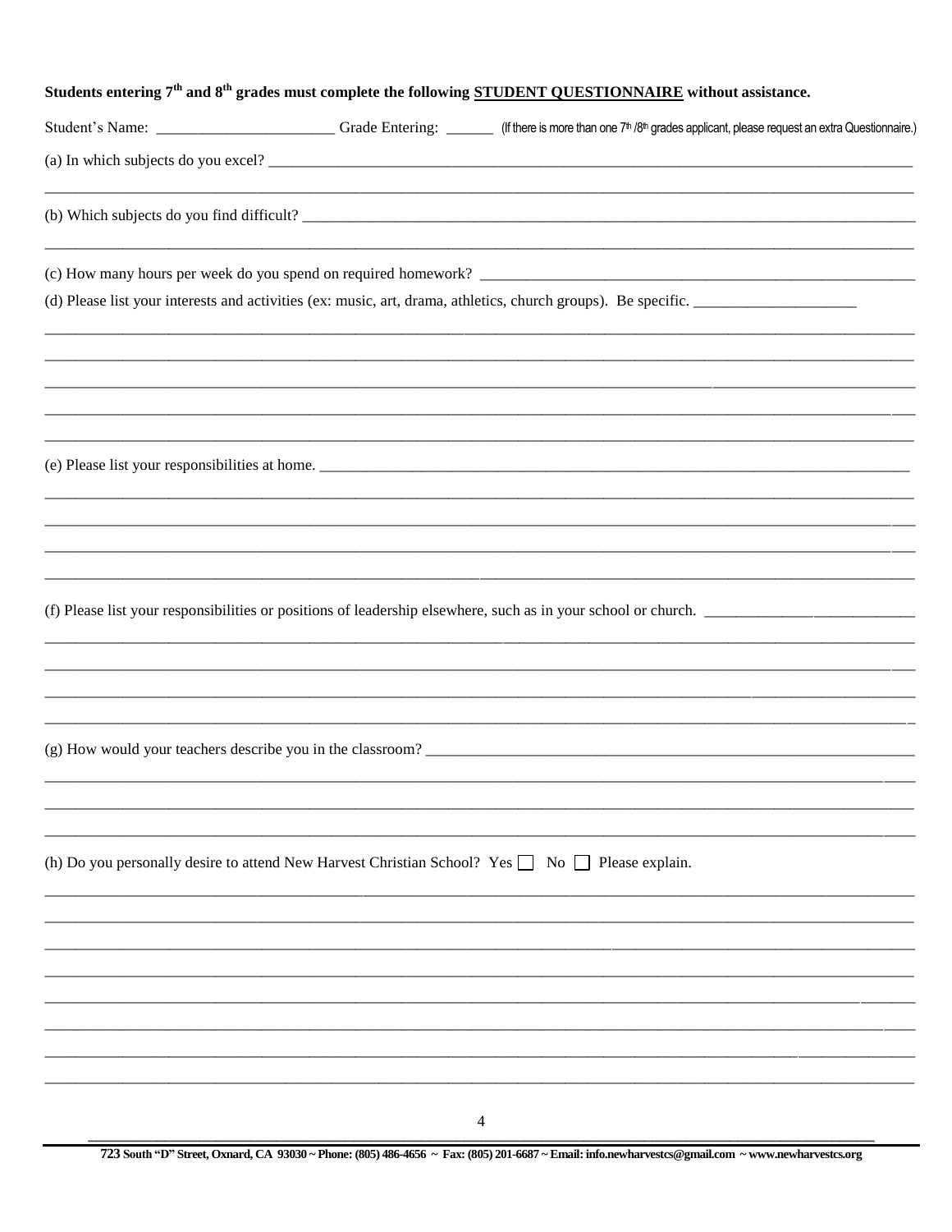**Students entering 7th and 8th grades must complete the following <u>STUDENT QUESTIONNAIRE</u> without assistance.**

Student's Name: ______________________ Grade Entering: ______ (If there is more than one 7th /8th grades applicant, please request an extra Questionnaire.)

(a) In which subjects do you excel? ___________________________________________________________________________

___________________________________________________________________________________________________

(b) Which subjects do you find difficult? ________________________________________________________________________

___________________________________________________________________________________________________

(c) How many hours per week do you spend on required homework? _________________________________________________

(d) Please list your interests and activities (ex: music, art, drama, athletics, church groups). Be specific. ____________________

___________________________________________________________________________________________________

___________________________________________________________________________________________________

___________________________________________________________________________________________________

___________________________________________________________________________________________________

___________________________________________________________________________________________________

(e) Please list your responsibilities at home. ______________________________________________________________________

___________________________________________________________________________________________________

___________________________________________________________________________________________________

___________________________________________________________________________________________________

___________________________________________________________________________________________________

(f) Please list your responsibilities or positions of leadership elsewhere, such as in your school or church. __________________

___________________________________________________________________________________________________

___________________________________________________________________________________________________

___________________________________________________________________________________________________

___________________________________________________________________________________________________

(g) How would your teachers describe you in the classroom? _______________________________________________________

___________________________________________________________________________________________________

___________________________________________________________________________________________________

___________________________________________________________________________________________________

(h) Do you personally desire to attend New Harvest Christian School? Yes ☐ No ☐ Please explain.

___________________________________________________________________________________________________

___________________________________________________________________________________________________

___________________________________________________________________________________________________

___________________________________________________________________________________________________

___________________________________________________________________________________________________

___________________________________________________________________________________________________

___________________________________________________________________________________________________

___________________________________________________________________________________________________

**723 South "D" Street, Oxnard, CA 93030 ~ Phone: (805) 486-4656 ~ Fax: (805) 201-6687 ~ Email: info.newharvestcs@gmail.com ~ www.newharvestcs.org**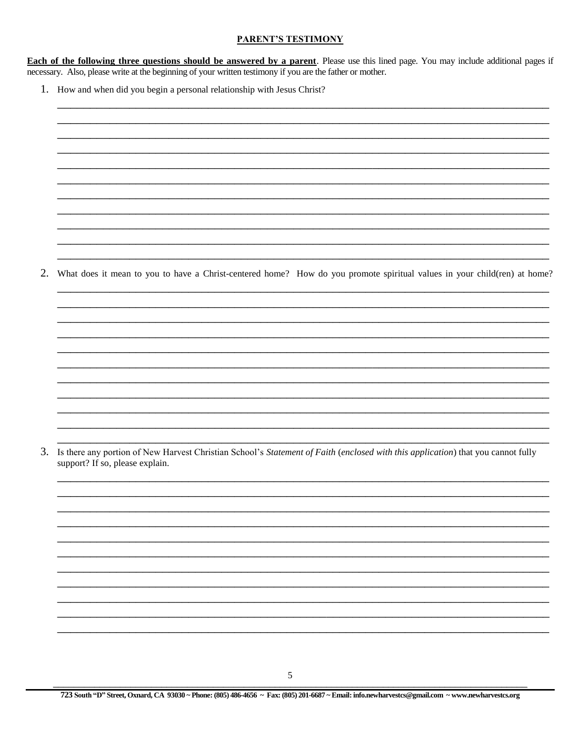## PARENT'S TESTIMONY

**Each of the following three questions should be answered by a parent**. Please use this lined page. You may include additional pages if necessary. Also, please write at the beginning of your written testimony if you are the father or mother.

1. How and when did you begin a personal relationship with Jesus Christ?

2. What does it mean to you to have a Christ-centered home? How do you promote spiritual values in your child(ren) at home?

3. Is there any portion of New Harvest Christian School's *Statement of Faith* (*enclosed with this application*) that you cannot fully support? If so, please explain.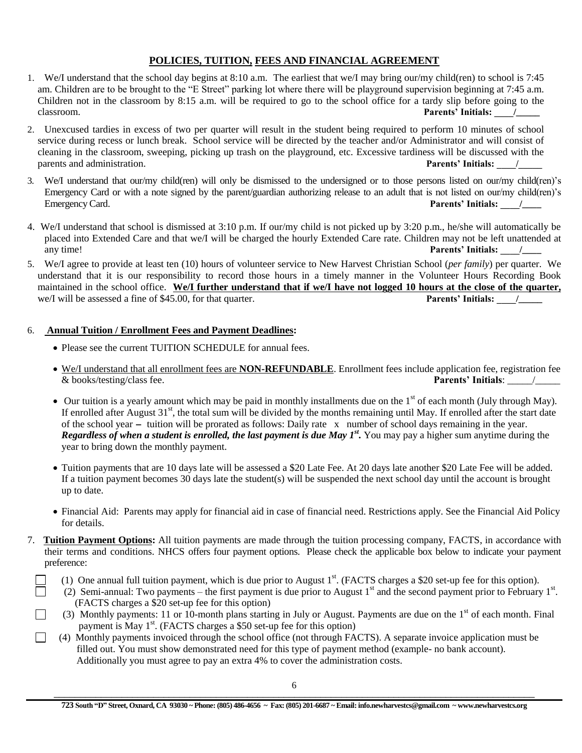## POLICIES, TUITION, FEES AND FINANCIAL AGREEMENT

1. We/I understand that the school day begins at 8:10 a.m. The earliest that we/I may bring our/my child(ren) to school is 7:45 am. Children are to be brought to the "E Street" parking lot where there will be playground supervision beginning at 7:45 a.m. Children not in the classroom by 8:15 a.m. will be required to go to the school office for a tardy slip before going to the classroom. **Parents' Initials: \_\_\_\_/\_\_\_\_\_**

2. Unexcused tardies in excess of two per quarter will result in the student being required to perform 10 minutes of school service during recess or lunch break. School service will be directed by the teacher and/or Administrator and will consist of cleaning in the classroom, sweeping, picking up trash on the playground, etc. Excessive tardiness will be discussed with the parents and administration. **Parents' Initials: \_\_\_\_/\_\_\_\_\_**

3. We/I understand that our/my child(ren) will only be dismissed to the undersigned or to those persons listed on our/my child(ren)'s Emergency Card or with a note signed by the parent/guardian authorizing release to an adult that is not listed on our/my child(ren)'s Emergency Card. **Parents' Initials: \_\_\_\_/\_\_\_\_**

4. We/I understand that school is dismissed at 3:10 p.m. If our/my child is not picked up by 3:20 p.m., he/she will automatically be placed into Extended Care and that we/I will be charged the hourly Extended Care rate. Children may not be left unattended at any time! **Parents' Initials: \_\_\_\_/\_\_\_\_**

5. We/I agree to provide at least ten (10) hours of volunteer service to New Harvest Christian School (*per family*) per quarter. We understand that it is our responsibility to record those hours in a timely manner in the Volunteer Hours Recording Book maintained in the school office. **We/I further understand that if we/I have not logged 10 hours at the close of the quarter,** we/I will be assessed a fine of $45.00, for that quarter. **Parents' Initials: \_\_\_\_/\_\_\_\_\_**

6. **Annual Tuition / Enrollment Fees and Payment Deadlines:**

   - Please see the current TUITION SCHEDULE for annual fees.
   - We/I understand that all enrollment fees are **NON-REFUNDABLE**. Enrollment fees include application fee, registration fee & books/testing/class fee. **Parents' Initials**: \_\_\_\_\_/\_\_\_\_\_
   - Our tuition is a yearly amount which may be paid in monthly installments due on the 1st of each month (July through May). If enrolled after August 31st, the total sum will be divided by the months remaining until May. If enrolled after the start date of the school year – tuition will be prorated as follows: Daily rate x number of school days remaining in the year. ***Regardless of when a student is enrolled, the last payment is due May 1st.*** You may pay a higher sum anytime during the year to bring down the monthly payment.
   - Tuition payments that are 10 days late will be assessed a $20 Late Fee. At 20 days late another $20 Late Fee will be added. If a tuition payment becomes 30 days late the student(s) will be suspended the next school day until the account is brought up to date.
   - Financial Aid: Parents may apply for financial aid in case of financial need. Restrictions apply. See the Financial Aid Policy for details.

7. **Tuition Payment Options:** All tuition payments are made through the tuition processing company, FACTS, in accordance with their terms and conditions. NHCS offers four payment options. Please check the applicable box below to indicate your payment preference:

   ☐ (1) One annual full tuition payment, which is due prior to August 1st. (FACTS charges a $20 set-up fee for this option).

   ☐ (2) Semi-annual: Two payments – the first payment is due prior to August 1st and the second payment prior to February 1st. (FACTS charges a $20 set-up fee for this option)

   ☐ (3) Monthly payments: 11 or 10-month plans starting in July or August. Payments are due on the 1st of each month. Final payment is May 1st. (FACTS charges a $50 set-up fee for this option)

   ☐ (4) Monthly payments invoiced through the school office (not through FACTS). A separate invoice application must be filled out. You must show demonstrated need for this type of payment method (example- no bank account). Additionally you must agree to pay an extra 4% to cover the administration costs.

**723 South "D" Street, Oxnard, CA 93030 ~ Phone: (805) 486-4656 ~ Fax: (805) 201-6687 ~ Email: info.newharvestcs@gmail.com ~ www.newharvestcs.org**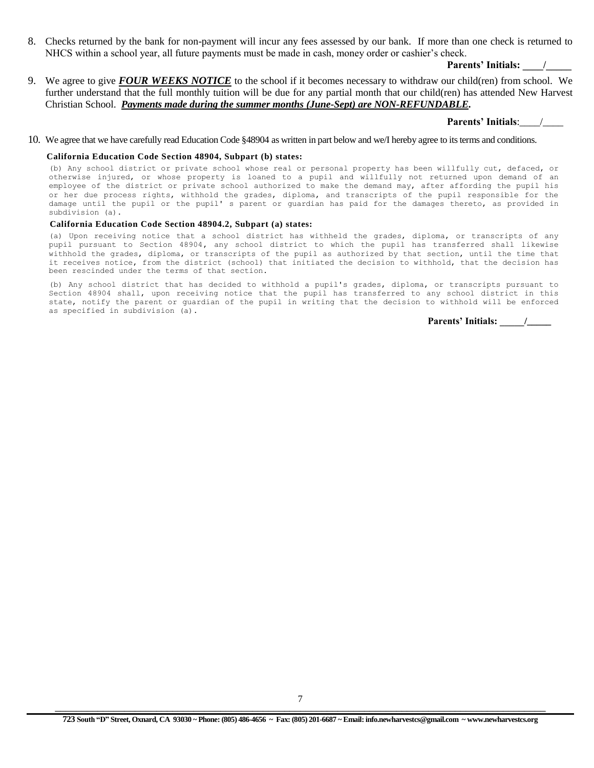8. Checks returned by the bank for non-payment will incur any fees assessed by our bank. If more than one check is returned to NHCS within a school year, all future payments must be made in cash, money order or cashier's check.

   **Parents' Initials: ____/_____**

9. We agree to give ***FOUR WEEKS NOTICE*** to the school if it becomes necessary to withdraw our child(ren) from school. We further understand that the full monthly tuition will be due for any partial month that our child(ren) has attended New Harvest Christian School. ***Payments made during the summer months (June-Sept) are NON-REFUNDABLE.***

   **Parents' Initials**:____/____

10. We agree that we have carefully read Education Code §48904 as written in part below and we/I hereby agree to its terms and conditions.

**California Education Code Section 48904, Subpart (b) states:**

(b) Any school district or private school whose real or personal property has been willfully cut, defaced, or otherwise injured, or whose property is loaned to a pupil and willfully not returned upon demand of an employee of the district or private school authorized to make the demand may, after affording the pupil his or her due process rights, withhold the grades, diploma, and transcripts of the pupil responsible for the damage until the pupil or the pupil' s parent or guardian has paid for the damages thereto, as provided in subdivision (a).

**California Education Code Section 48904.2, Subpart (a) states:**

(a) Upon receiving notice that a school district has withheld the grades, diploma, or transcripts of any pupil pursuant to Section 48904, any school district to which the pupil has transferred shall likewise withhold the grades, diploma, or transcripts of the pupil as authorized by that section, until the time that it receives notice, from the district (school) that initiated the decision to withhold, that the decision has been rescinded under the terms of that section.

(b) Any school district that has decided to withhold a pupil's grades, diploma, or transcripts pursuant to Section 48904 shall, upon receiving notice that the pupil has transferred to any school district in this state, notify the parent or guardian of the pupil in writing that the decision to withhold will be enforced as specified in subdivision (a).

**Parents' Initials: _____/_____**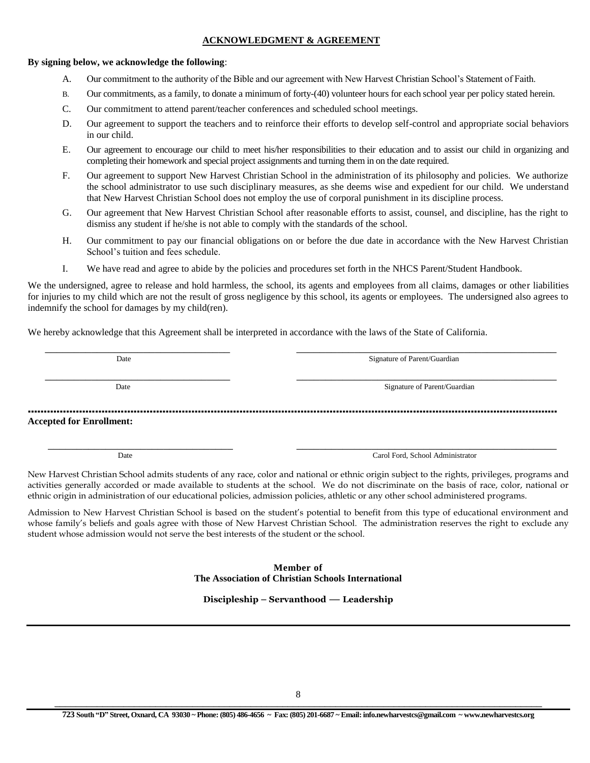## ACKNOWLEDGMENT & AGREEMENT

**By signing below, we acknowledge the following**:

A. Our commitment to the authority of the Bible and our agreement with New Harvest Christian School's Statement of Faith.

B. Our commitments, as a family, to donate a minimum of forty-(40) volunteer hours for each school year per policy stated herein.

C. Our commitment to attend parent/teacher conferences and scheduled school meetings.

D. Our agreement to support the teachers and to reinforce their efforts to develop self-control and appropriate social behaviors in our child.

E. Our agreement to encourage our child to meet his/her responsibilities to their education and to assist our child in organizing and completing their homework and special project assignments and turning them in on the date required.

F. Our agreement to support New Harvest Christian School in the administration of its philosophy and policies. We authorize the school administrator to use such disciplinary measures, as she deems wise and expedient for our child. We understand that New Harvest Christian School does not employ the use of corporal punishment in its discipline process.

G. Our agreement that New Harvest Christian School after reasonable efforts to assist, counsel, and discipline, has the right to dismiss any student if he/she is not able to comply with the standards of the school.

H. Our commitment to pay our financial obligations on or before the due date in accordance with the New Harvest Christian School's tuition and fees schedule.

I. We have read and agree to abide by the policies and procedures set forth in the NHCS Parent/Student Handbook.

We the undersigned, agree to release and hold harmless, the school, its agents and employees from all claims, damages or other liabilities for injuries to my child which are not the result of gross negligence by this school, its agents or employees. The undersigned also agrees to indemnify the school for damages by my child(ren).

We hereby acknowledge that this Agreement shall be interpreted in accordance with the laws of the State of California.

\_\_\_\_\_\_\_\_\_\_\_\_\_\_\_\_\_\_\_\_\_\_\_\_\_\_\_\_ Date　　　\_\_\_\_\_\_\_\_\_\_\_\_\_\_\_\_\_\_\_\_\_\_\_\_\_\_\_\_ Signature of Parent/Guardian

\_\_\_\_\_\_\_\_\_\_\_\_\_\_\_\_\_\_\_\_\_\_\_\_\_\_\_\_ Date　　　\_\_\_\_\_\_\_\_\_\_\_\_\_\_\_\_\_\_\_\_\_\_\_\_\_\_\_\_ Signature of Parent/Guardian

**Accepted for Enrollment:**

\_\_\_\_\_\_\_\_\_\_\_\_\_\_\_\_\_\_\_\_\_\_\_\_\_\_\_\_ Date　　　\_\_\_\_\_\_\_\_\_\_\_\_\_\_\_\_\_\_\_\_\_\_\_\_\_\_\_\_ Carol Ford, School Administrator

New Harvest Christian School admits students of any race, color and national or ethnic origin subject to the rights, privileges, programs and activities generally accorded or made available to students at the school. We do not discriminate on the basis of race, color, national or ethnic origin in administration of our educational policies, admission policies, athletic or any other school administered programs.

Admission to New Harvest Christian School is based on the student's potential to benefit from this type of educational environment and whose family's beliefs and goals agree with those of New Harvest Christian School. The administration reserves the right to exclude any student whose admission would not serve the best interests of the student or the school.

**Member of**
**The Association of Christian Schools International**

**Discipleship – Servanthood — Leadership**

**723 South "D" Street, Oxnard, CA 93030 ~ Phone: (805) 486-4656 ~ Fax: (805) 201-6687 ~ Email: info.newharvestcs@gmail.com ~ www.newharvestcs.org**